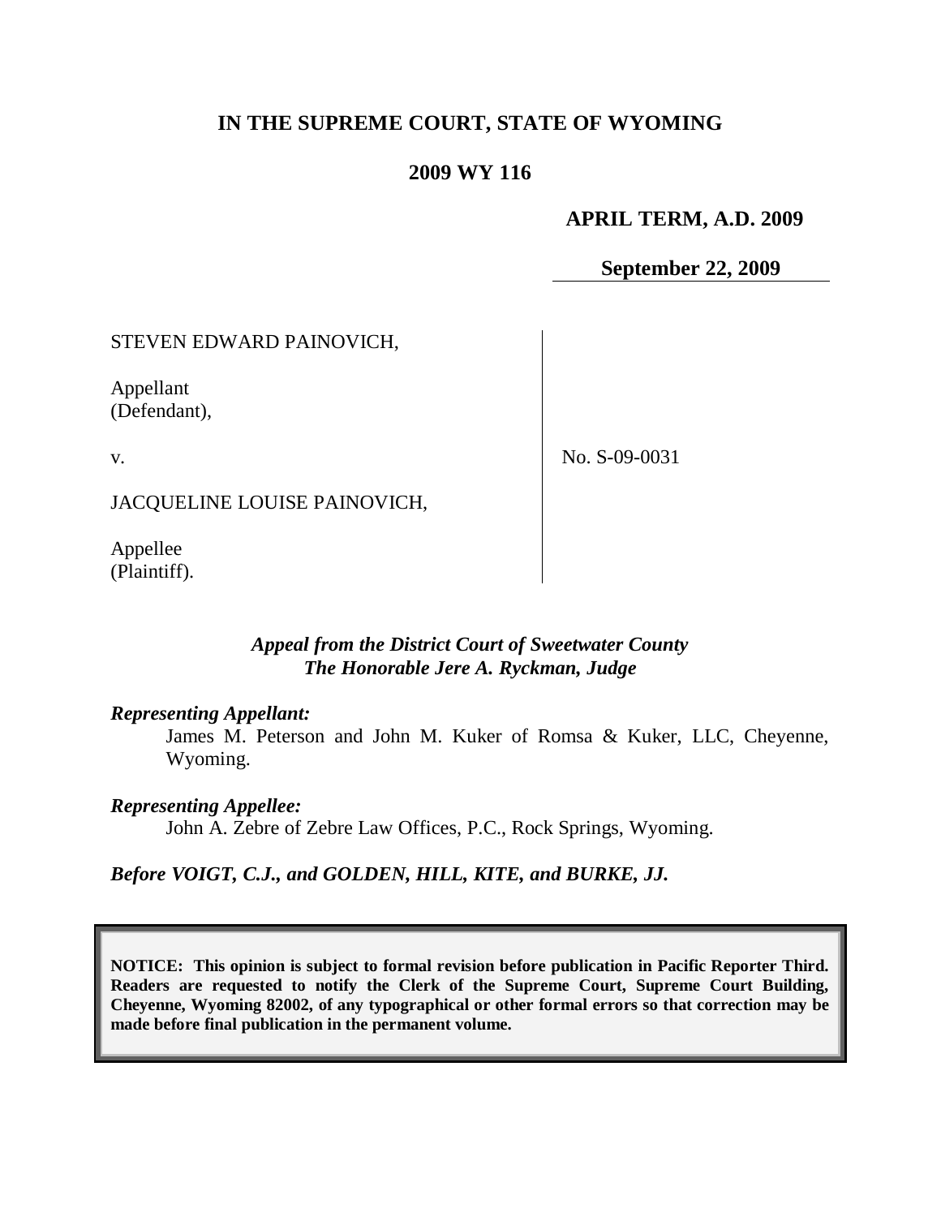# IN THE SUPREME COURT, STATE OF WYOMING

## 2009 WY 116

**APRIL TERM, A.D. 2009**

**September 22, 2009**

| | |
|---|---|
| STEVEN EDWARD PAINOVICH,<br><br>Appellant<br>(Defendant),<br><br>v.<br><br>JACQUELINE LOUISE PAINOVICH,<br><br>Appellee<br>(Plaintiff). | No. S-09-0031 |

***Appeal from the District Court of Sweetwater County***
***The Honorable Jere A. Ryckman, Judge***

***Representing Appellant:***

James M. Peterson and John M. Kuker of Romsa & Kuker, LLC, Cheyenne, Wyoming.

***Representing Appellee:***

John A. Zebre of Zebre Law Offices, P.C., Rock Springs, Wyoming.

***Before VOIGT, C.J., and GOLDEN, HILL, KITE, and BURKE, JJ.***

**NOTICE: This opinion is subject to formal revision before publication in Pacific Reporter Third. Readers are requested to notify the Clerk of the Supreme Court, Supreme Court Building, Cheyenne, Wyoming 82002, of any typographical or other formal errors so that correction may be made before final publication in the permanent volume.**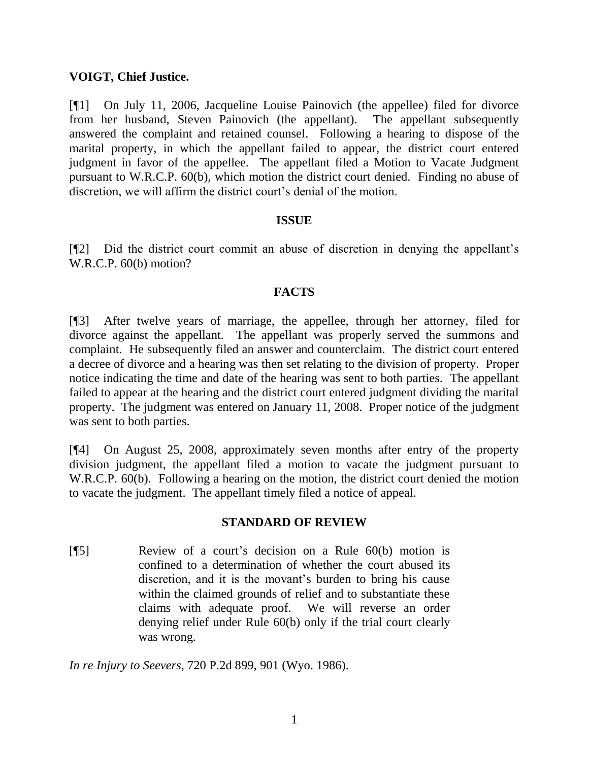**VOIGT, Chief Justice.**

[¶1] On July 11, 2006, Jacqueline Louise Painovich (the appellee) filed for divorce from her husband, Steven Painovich (the appellant). The appellant subsequently answered the complaint and retained counsel. Following a hearing to dispose of the marital property, in which the appellant failed to appear, the district court entered judgment in favor of the appellee. The appellant filed a Motion to Vacate Judgment pursuant to W.R.C.P. 60(b), which motion the district court denied. Finding no abuse of discretion, we will affirm the district court's denial of the motion.

## ISSUE

[¶2] Did the district court commit an abuse of discretion in denying the appellant's W.R.C.P. 60(b) motion?

## FACTS

[¶3] After twelve years of marriage, the appellee, through her attorney, filed for divorce against the appellant. The appellant was properly served the summons and complaint. He subsequently filed an answer and counterclaim. The district court entered a decree of divorce and a hearing was then set relating to the division of property. Proper notice indicating the time and date of the hearing was sent to both parties. The appellant failed to appear at the hearing and the district court entered judgment dividing the marital property. The judgment was entered on January 11, 2008. Proper notice of the judgment was sent to both parties.

[¶4] On August 25, 2008, approximately seven months after entry of the property division judgment, the appellant filed a motion to vacate the judgment pursuant to W.R.C.P. 60(b). Following a hearing on the motion, the district court denied the motion to vacate the judgment. The appellant timely filed a notice of appeal.

## STANDARD OF REVIEW

[¶5]

> Review of a court's decision on a Rule 60(b) motion is confined to a determination of whether the court abused its discretion, and it is the movant's burden to bring his cause within the claimed grounds of relief and to substantiate these claims with adequate proof. We will reverse an order denying relief under Rule 60(b) only if the trial court clearly was wrong.

*In re Injury to Seevers*, 720 P.2d 899, 901 (Wyo. 1986).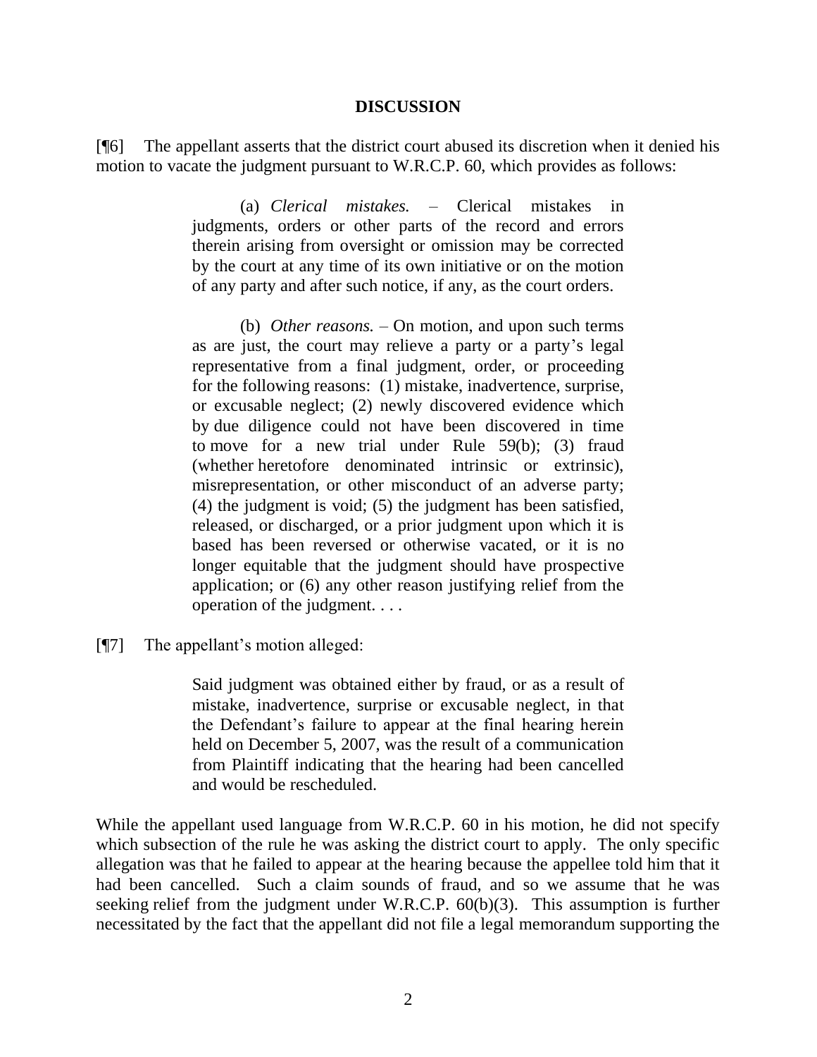## DISCUSSION

[¶6] The appellant asserts that the district court abused its discretion when it denied his motion to vacate the judgment pursuant to W.R.C.P. 60, which provides as follows:

> (a) *Clerical mistakes.* – Clerical mistakes in judgments, orders or other parts of the record and errors therein arising from oversight or omission may be corrected by the court at any time of its own initiative or on the motion of any party and after such notice, if any, as the court orders.
>
> (b) *Other reasons.* – On motion, and upon such terms as are just, the court may relieve a party or a party's legal representative from a final judgment, order, or proceeding for the following reasons: (1) mistake, inadvertence, surprise, or excusable neglect; (2) newly discovered evidence which by due diligence could not have been discovered in time to move for a new trial under Rule 59(b); (3) fraud (whether heretofore denominated intrinsic or extrinsic), misrepresentation, or other misconduct of an adverse party; (4) the judgment is void; (5) the judgment has been satisfied, released, or discharged, or a prior judgment upon which it is based has been reversed or otherwise vacated, or it is no longer equitable that the judgment should have prospective application; or (6) any other reason justifying relief from the operation of the judgment. . . .

[¶7] The appellant's motion alleged:

> Said judgment was obtained either by fraud, or as a result of mistake, inadvertence, surprise or excusable neglect, in that the Defendant's failure to appear at the final hearing herein held on December 5, 2007, was the result of a communication from Plaintiff indicating that the hearing had been cancelled and would be rescheduled.

While the appellant used language from W.R.C.P. 60 in his motion, he did not specify which subsection of the rule he was asking the district court to apply. The only specific allegation was that he failed to appear at the hearing because the appellee told him that it had been cancelled. Such a claim sounds of fraud, and so we assume that he was seeking relief from the judgment under W.R.C.P. 60(b)(3). This assumption is further necessitated by the fact that the appellant did not file a legal memorandum supporting the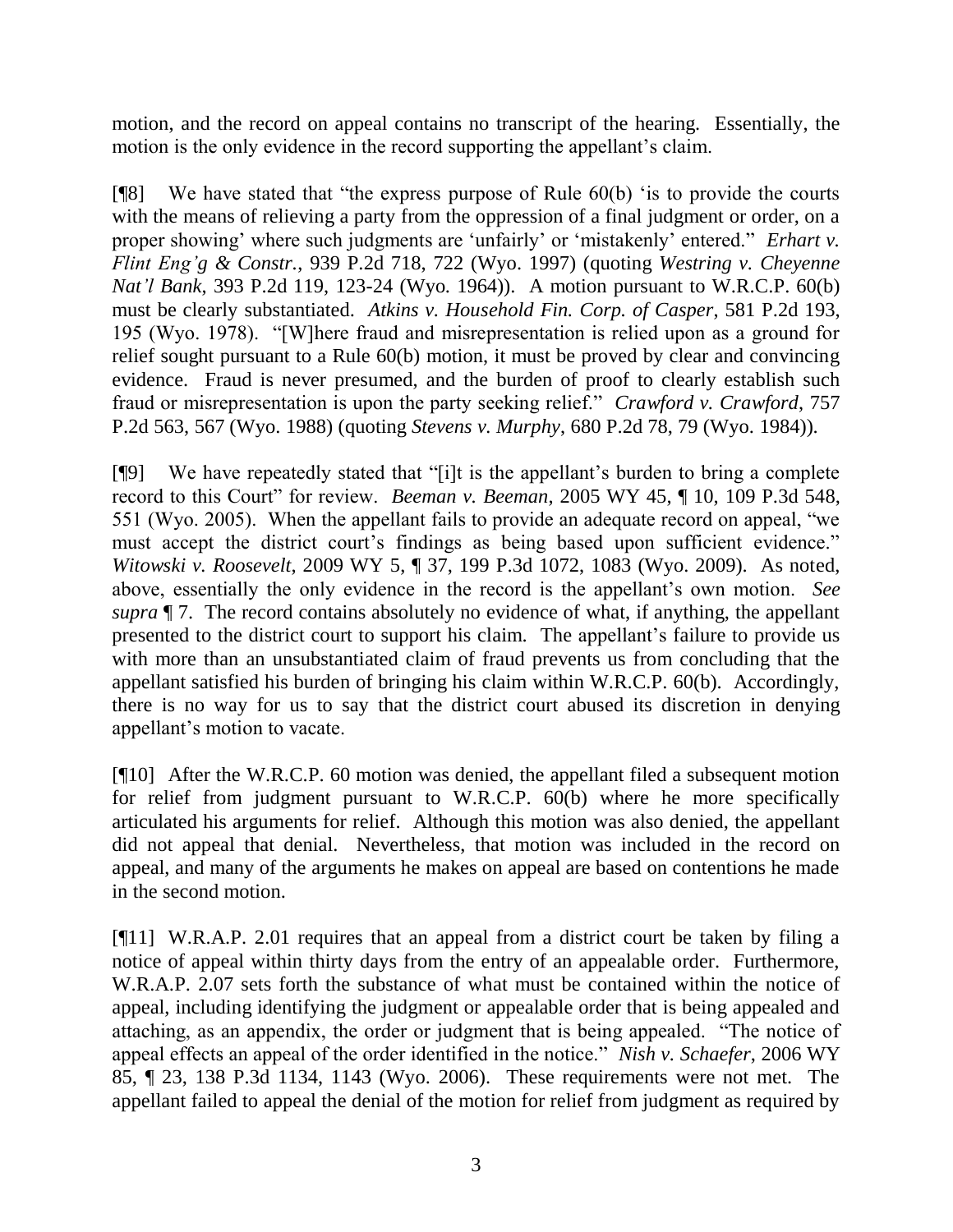motion, and the record on appeal contains no transcript of the hearing. Essentially, the motion is the only evidence in the record supporting the appellant's claim.

[¶8] We have stated that "the express purpose of Rule 60(b) 'is to provide the courts with the means of relieving a party from the oppression of a final judgment or order, on a proper showing' where such judgments are 'unfairly' or 'mistakenly' entered." *Erhart v. Flint Eng'g & Constr.*, 939 P.2d 718, 722 (Wyo. 1997) (quoting *Westring v. Cheyenne Nat'l Bank*, 393 P.2d 119, 123-24 (Wyo. 1964)). A motion pursuant to W.R.C.P. 60(b) must be clearly substantiated. *Atkins v. Household Fin. Corp. of Casper*, 581 P.2d 193, 195 (Wyo. 1978). "[W]here fraud and misrepresentation is relied upon as a ground for relief sought pursuant to a Rule 60(b) motion, it must be proved by clear and convincing evidence. Fraud is never presumed, and the burden of proof to clearly establish such fraud or misrepresentation is upon the party seeking relief." *Crawford v. Crawford*, 757 P.2d 563, 567 (Wyo. 1988) (quoting *Stevens v. Murphy*, 680 P.2d 78, 79 (Wyo. 1984)).

[¶9] We have repeatedly stated that "[i]t is the appellant's burden to bring a complete record to this Court" for review. *Beeman v. Beeman*, 2005 WY 45, ¶ 10, 109 P.3d 548, 551 (Wyo. 2005). When the appellant fails to provide an adequate record on appeal, "we must accept the district court's findings as being based upon sufficient evidence." *Witowski v. Roosevelt*, 2009 WY 5, ¶ 37, 199 P.3d 1072, 1083 (Wyo. 2009). As noted, above, essentially the only evidence in the record is the appellant's own motion. *See supra* ¶ 7. The record contains absolutely no evidence of what, if anything, the appellant presented to the district court to support his claim. The appellant's failure to provide us with more than an unsubstantiated claim of fraud prevents us from concluding that the appellant satisfied his burden of bringing his claim within W.R.C.P. 60(b). Accordingly, there is no way for us to say that the district court abused its discretion in denying appellant's motion to vacate.

[¶10] After the W.R.C.P. 60 motion was denied, the appellant filed a subsequent motion for relief from judgment pursuant to W.R.C.P. 60(b) where he more specifically articulated his arguments for relief. Although this motion was also denied, the appellant did not appeal that denial. Nevertheless, that motion was included in the record on appeal, and many of the arguments he makes on appeal are based on contentions he made in the second motion.

[¶11] W.R.A.P. 2.01 requires that an appeal from a district court be taken by filing a notice of appeal within thirty days from the entry of an appealable order. Furthermore, W.R.A.P. 2.07 sets forth the substance of what must be contained within the notice of appeal, including identifying the judgment or appealable order that is being appealed and attaching, as an appendix, the order or judgment that is being appealed. "The notice of appeal effects an appeal of the order identified in the notice." *Nish v. Schaefer*, 2006 WY 85, ¶ 23, 138 P.3d 1134, 1143 (Wyo. 2006). These requirements were not met. The appellant failed to appeal the denial of the motion for relief from judgment as required by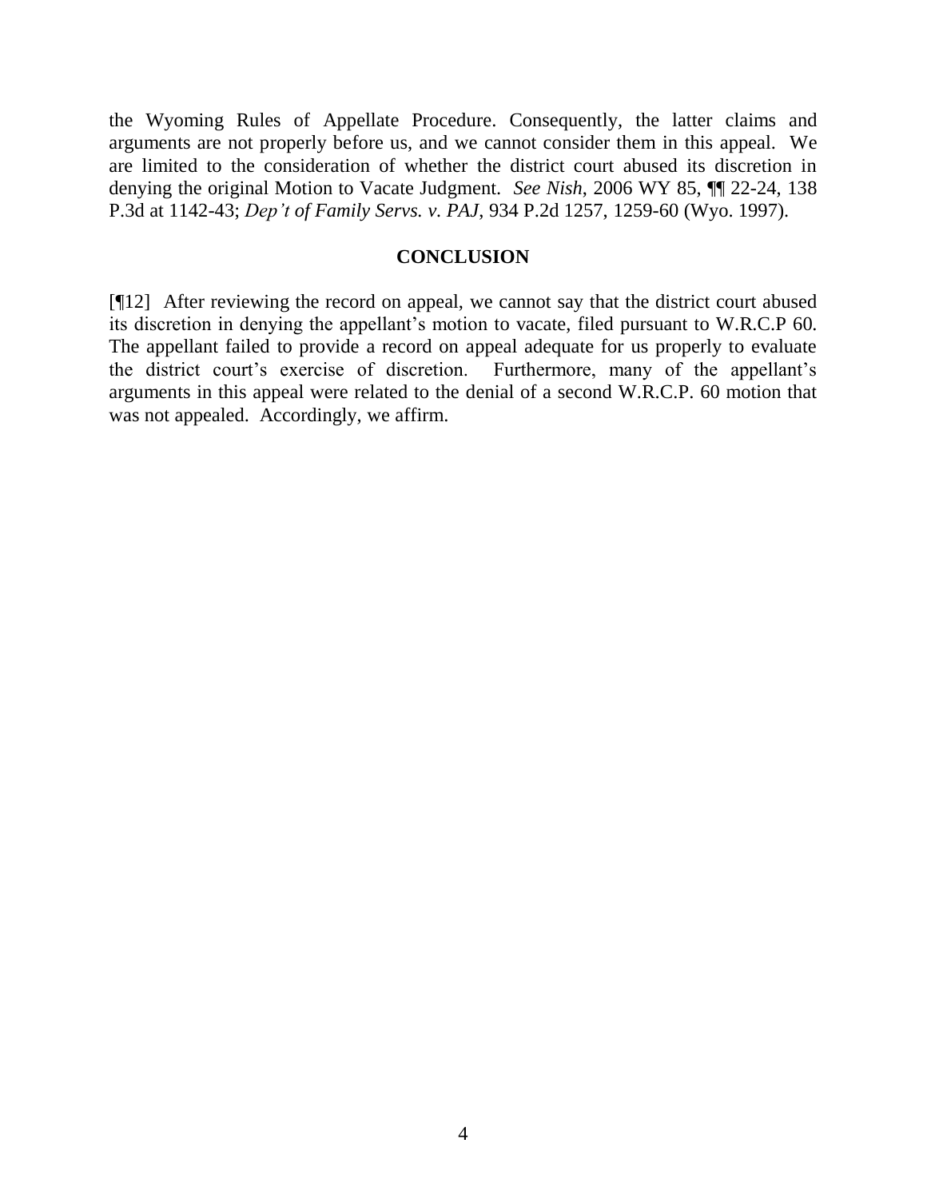the Wyoming Rules of Appellate Procedure. Consequently, the latter claims and arguments are not properly before us, and we cannot consider them in this appeal. We are limited to the consideration of whether the district court abused its discretion in denying the original Motion to Vacate Judgment. *See Nish*, 2006 WY 85, ¶¶ 22-24, 138 P.3d at 1142-43; *Dep't of Family Servs. v. PAJ*, 934 P.2d 1257, 1259-60 (Wyo. 1997).

## CONCLUSION

[¶12] After reviewing the record on appeal, we cannot say that the district court abused its discretion in denying the appellant's motion to vacate, filed pursuant to W.R.C.P 60. The appellant failed to provide a record on appeal adequate for us properly to evaluate the district court's exercise of discretion. Furthermore, many of the appellant's arguments in this appeal were related to the denial of a second W.R.C.P. 60 motion that was not appealed. Accordingly, we affirm.